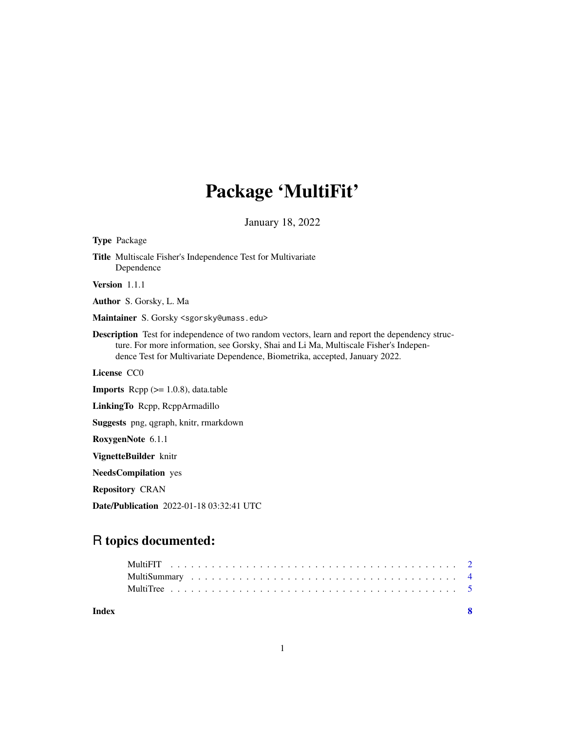# Package 'MultiFit'

January 18, 2022

**Type** Package

**Title** Multiscale Fisher's Independence Test for Multivariate Dependence

**Version** 1.1.1

**Author** S. Gorsky, L. Ma

**Maintainer** S. Gorsky <sgorsky@umass.edu>

**Description** Test for independence of two random vectors, learn and report the dependency structure. For more information, see Gorsky, Shai and Li Ma, Multiscale Fisher's Independence Test for Multivariate Dependence, Biometrika, accepted, January 2022.

**License** CC0

**Imports** Rcpp (>= 1.0.8), data.table

**LinkingTo** Rcpp, RcppArmadillo

**Suggests** png, qgraph, knitr, rmarkdown

**RoxygenNote** 6.1.1

**VignetteBuilder** knitr

**NeedsCompilation** yes

**Repository** CRAN

**Date/Publication** 2022-01-18 03:32:41 UTC

## R topics documented:

- MultiFIT . . . . . . . . . . . . . . . . . . . . . . . . . . . . . . . . . . . . . . . . . 2
- MultiSummary . . . . . . . . . . . . . . . . . . . . . . . . . . . . . . . . . . . . . . 4
- MultiTree . . . . . . . . . . . . . . . . . . . . . . . . . . . . . . . . . . . . . . . . . 5

**Index** 8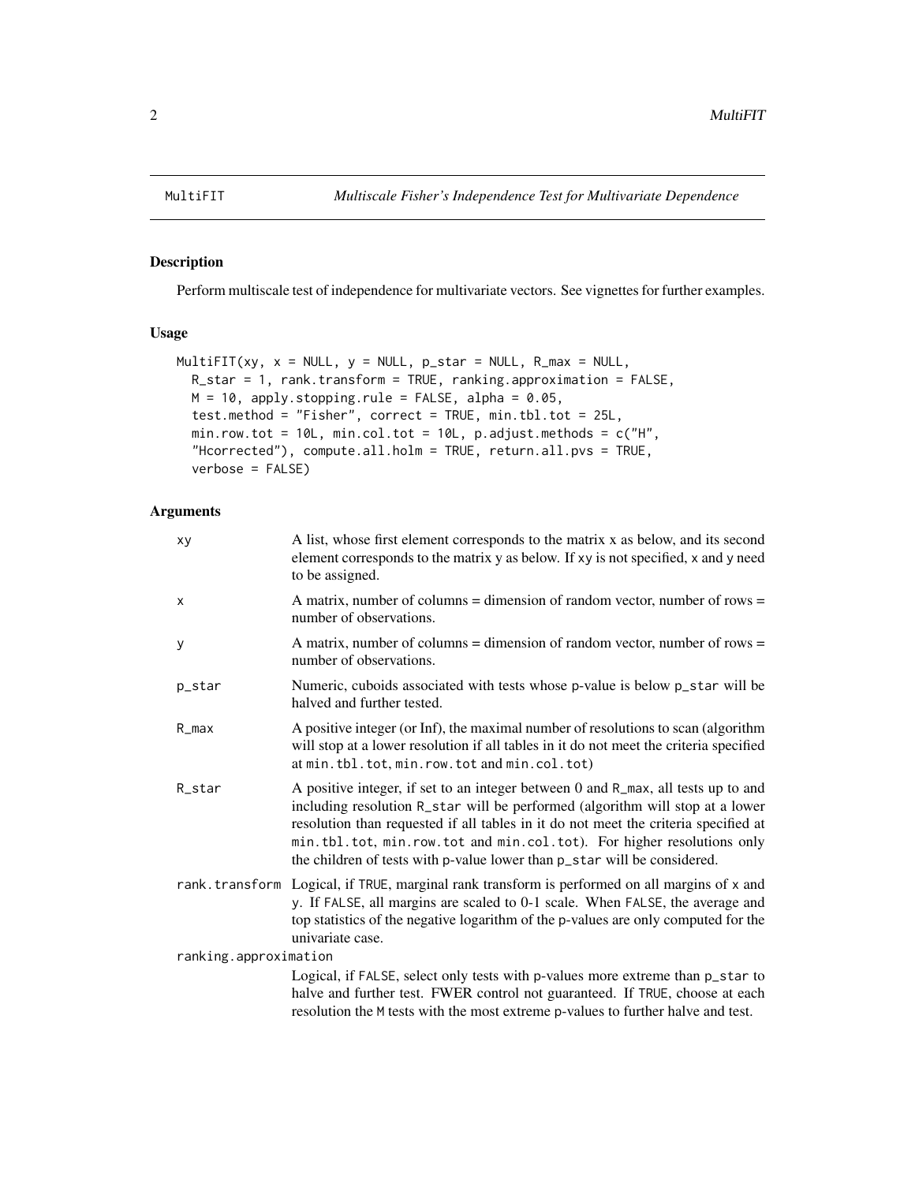# MultiFIT — Multiscale Fisher's Independence Test for Multivariate Dependence

## Description

Perform multiscale test of independence for multivariate vectors. See vignettes for further examples.

## Usage

```
MultiFIT(xy, x = NULL, y = NULL, p_star = NULL, R_max = NULL,
  R_star = 1, rank.transform = TRUE, ranking.approximation = FALSE,
  M = 10, apply.stopping.rule = FALSE, alpha = 0.05,
  test.method = "Fisher", correct = TRUE, min.tbl.tot = 25L,
  min.row.tot = 10L, min.col.tot = 10L, p.adjust.methods = c("H",
  "Hcorrected"), compute.all.holm = TRUE, return.all.pvs = TRUE,
  verbose = FALSE)
```

## Arguments

| Argument | Description |
|---|---|
| `xy` | A list, whose first element corresponds to the matrix x as below, and its second element corresponds to the matrix y as below. If xy is not specified, x and y need to be assigned. |
| `x` | A matrix, number of columns = dimension of random vector, number of rows = number of observations. |
| `y` | A matrix, number of columns = dimension of random vector, number of rows = number of observations. |
| `p_star` | Numeric, cuboids associated with tests whose p-value is below p_star will be halved and further tested. |
| `R_max` | A positive integer (or Inf), the maximal number of resolutions to scan (algorithm will stop at a lower resolution if all tables in it do not meet the criteria specified at min.tbl.tot, min.row.tot and min.col.tot) |
| `R_star` | A positive integer, if set to an integer between 0 and R_max, all tests up to and including resolution R_star will be performed (algorithm will stop at a lower resolution than requested if all tables in it do not meet the criteria specified at min.tbl.tot, min.row.tot and min.col.tot). For higher resolutions only the children of tests with p-value lower than p_star will be considered. |
| `rank.transform` | Logical, if TRUE, marginal rank transform is performed on all margins of x and y. If FALSE, all margins are scaled to 0-1 scale. When FALSE, the average and top statistics of the negative logarithm of the p-values are only computed for the univariate case. |
| `ranking.approximation` | Logical, if FALSE, select only tests with p-values more extreme than p_star to halve and further test. FWER control not guaranteed. If TRUE, choose at each resolution the M tests with the most extreme p-values to further halve and test. |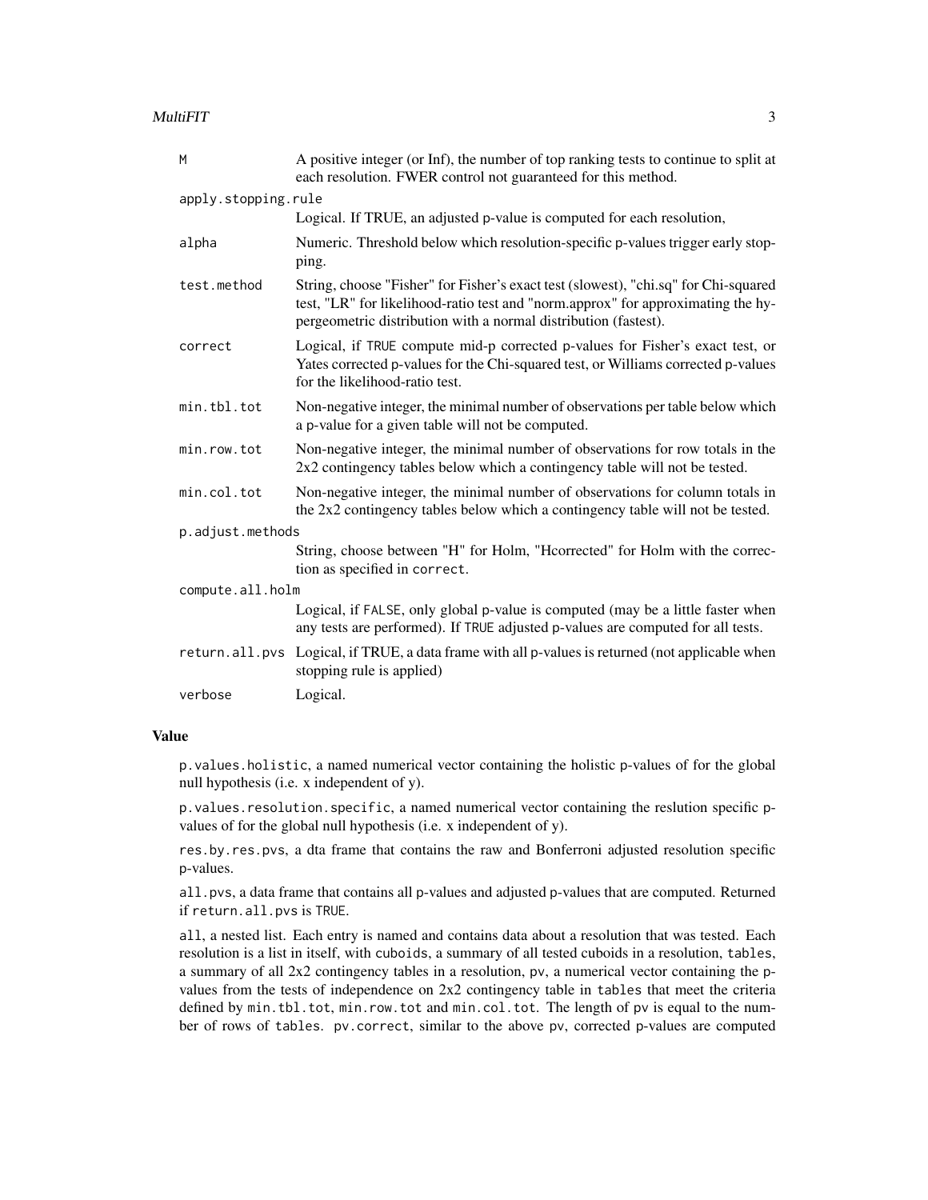| | |
|---|---|
| `M` | A positive integer (or Inf), the number of top ranking tests to continue to split at each resolution. FWER control not guaranteed for this method. |
| `apply.stopping.rule` | Logical. If TRUE, an adjusted p-value is computed for each resolution, |
| `alpha` | Numeric. Threshold below which resolution-specific p-values trigger early stopping. |
| `test.method` | String, choose "Fisher" for Fisher's exact test (slowest), "chi.sq" for Chi-squared test, "LR" for likelihood-ratio test and "norm.approx" for approximating the hypergeometric distribution with a normal distribution (fastest). |
| `correct` | Logical, if `TRUE` compute mid-p corrected p-values for Fisher's exact test, or Yates corrected p-values for the Chi-squared test, or Williams corrected p-values for the likelihood-ratio test. |
| `min.tbl.tot` | Non-negative integer, the minimal number of observations per table below which a p-value for a given table will not be computed. |
| `min.row.tot` | Non-negative integer, the minimal number of observations for row totals in the 2x2 contingency tables below which a contingency table will not be tested. |
| `min.col.tot` | Non-negative integer, the minimal number of observations for column totals in the 2x2 contingency tables below which a contingency table will not be tested. |
| `p.adjust.methods` | String, choose between "H" for Holm, "Hcorrected" for Holm with the correction as specified in `correct`. |
| `compute.all.holm` | Logical, if `FALSE`, only global p-value is computed (may be a little faster when any tests are performed). If `TRUE` adjusted p-values are computed for all tests. |
| `return.all.pvs` | Logical, if TRUE, a data frame with all p-values is returned (not applicable when stopping rule is applied) |
| `verbose` | Logical. |

## Value

`p.values.holistic`, a named numerical vector containing the holistic p-values of for the global null hypothesis (i.e. x independent of y).

`p.values.resolution.specific`, a named numerical vector containing the reslution specific p-values of for the global null hypothesis (i.e. x independent of y).

`res.by.res.pvs`, a dta frame that contains the raw and Bonferroni adjusted resolution specific p-values.

`all.pvs`, a data frame that contains all p-values and adjusted p-values that are computed. Returned if `return.all.pvs` is `TRUE`.

`all`, a nested list. Each entry is named and contains data about a resolution that was tested. Each resolution is a list in itself, with `cuboids`, a summary of all tested cuboids in a resolution, `tables`, a summary of all 2x2 contingency tables in a resolution, `pv`, a numerical vector containing the p-values from the tests of independence on 2x2 contingency table in `tables` that meet the criteria defined by `min.tbl.tot`, `min.row.tot` and `min.col.tot`. The length of `pv` is equal to the number of rows of `tables`. `pv.correct`, similar to the above `pv`, corrected p-values are computed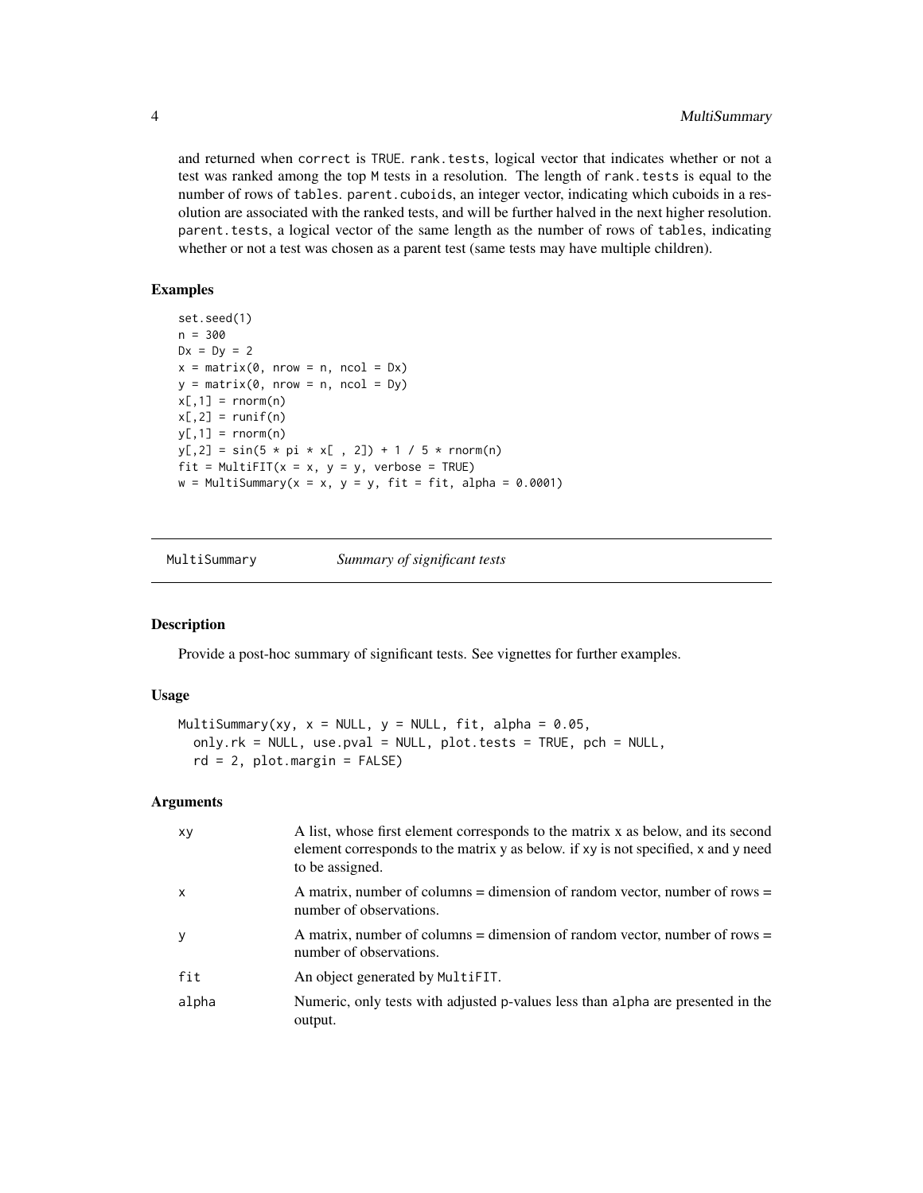and returned when correct is TRUE. rank.tests, logical vector that indicates whether or not a test was ranked among the top M tests in a resolution. The length of rank.tests is equal to the number of rows of tables. parent.cuboids, an integer vector, indicating which cuboids in a resolution are associated with the ranked tests, and will be further halved in the next higher resolution. parent.tests, a logical vector of the same length as the number of rows of tables, indicating whether or not a test was chosen as a parent test (same tests may have multiple children).

### Examples

```
set.seed(1)
n = 300
Dx = Dy = 2
x = matrix(0, nrow = n, ncol = Dx)
y = matrix(0, nrow = n, ncol = Dy)
x[,1] = rnorm(n)
x[,2] = runif(n)
y[,1] = rnorm(n)
y[,2] = sin(5 * pi * x[ , 2]) + 1 / 5 * rnorm(n)
fit = MultiFIT(x = x, y = y, verbose = TRUE)
w = MultiSummary(x = x, y = y, fit = fit, alpha = 0.0001)
```

## MultiSummary — *Summary of significant tests*

### Description

Provide a post-hoc summary of significant tests. See vignettes for further examples.

### Usage

```
MultiSummary(xy, x = NULL, y = NULL, fit, alpha = 0.05,
  only.rk = NULL, use.pval = NULL, plot.tests = TRUE, pch = NULL,
  rd = 2, plot.margin = FALSE)
```

### Arguments

| | |
|---|---|
| xy | A list, whose first element corresponds to the matrix x as below, and its second element corresponds to the matrix y as below. if xy is not specified, x and y need to be assigned. |
| x | A matrix, number of columns = dimension of random vector, number of rows = number of observations. |
| y | A matrix, number of columns = dimension of random vector, number of rows = number of observations. |
| fit | An object generated by MultiFIT. |
| alpha | Numeric, only tests with adjusted p-values less than alpha are presented in the output. |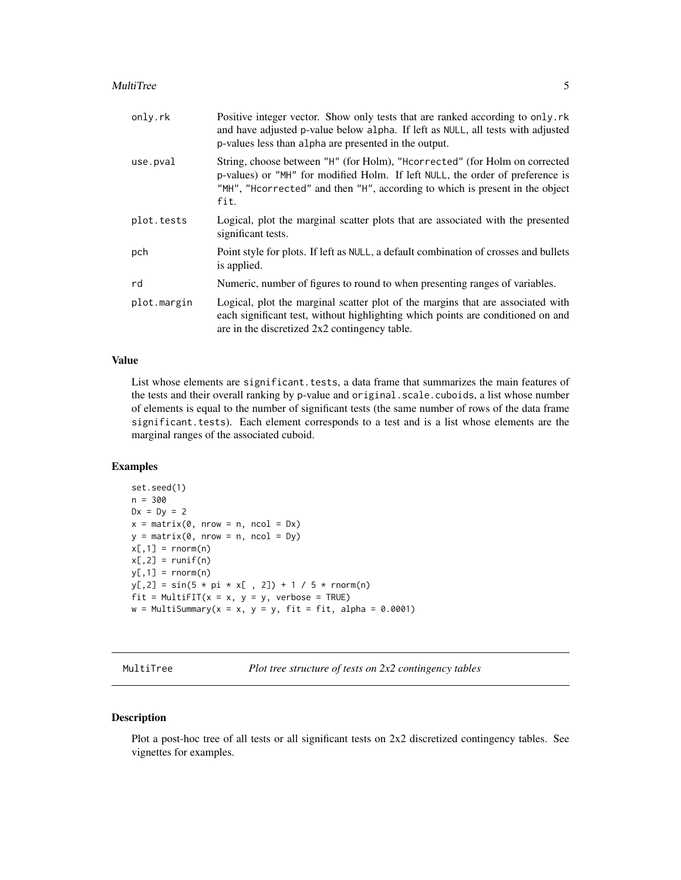| | |
|---|---|
| only.rk | Positive integer vector. Show only tests that are ranked according to only.rk and have adjusted p-value below alpha. If left as NULL, all tests with adjusted p-values less than alpha are presented in the output. |
| use.pval | String, choose between "H" (for Holm), "Hcorrected" (for Holm on corrected p-values) or "MH" for modified Holm. If left NULL, the order of preference is "MH", "Hcorrected" and then "H", according to which is present in the object fit. |
| plot.tests | Logical, plot the marginal scatter plots that are associated with the presented significant tests. |
| pch | Point style for plots. If left as NULL, a default combination of crosses and bullets is applied. |
| rd | Numeric, number of figures to round to when presenting ranges of variables. |
| plot.margin | Logical, plot the marginal scatter plot of the margins that are associated with each significant test, without highlighting which points are conditioned on and are in the discretized 2x2 contingency table. |

### Value

List whose elements are significant.tests, a data frame that summarizes the main features of the tests and their overall ranking by p-value and original.scale.cuboids, a list whose number of elements is equal to the number of significant tests (the same number of rows of the data frame significant.tests). Each element corresponds to a test and is a list whose elements are the marginal ranges of the associated cuboid.

### Examples

```
set.seed(1)
n = 300
Dx = Dy = 2
x = matrix(0, nrow = n, ncol = Dx)
y = matrix(0, nrow = n, ncol = Dy)
x[,1] = rnorm(n)
x[,2] = runif(n)
y[,1] = rnorm(n)
y[,2] = sin(5 * pi * x[ , 2]) + 1 / 5 * rnorm(n)
fit = MultiFIT(x = x, y = y, verbose = TRUE)
w = MultiSummary(x = x, y = y, fit = fit, alpha = 0.0001)
```

---

## MultiTree *Plot tree structure of tests on 2x2 contingency tables*

### Description

Plot a post-hoc tree of all tests or all significant tests on 2x2 discretized contingency tables. See vignettes for examples.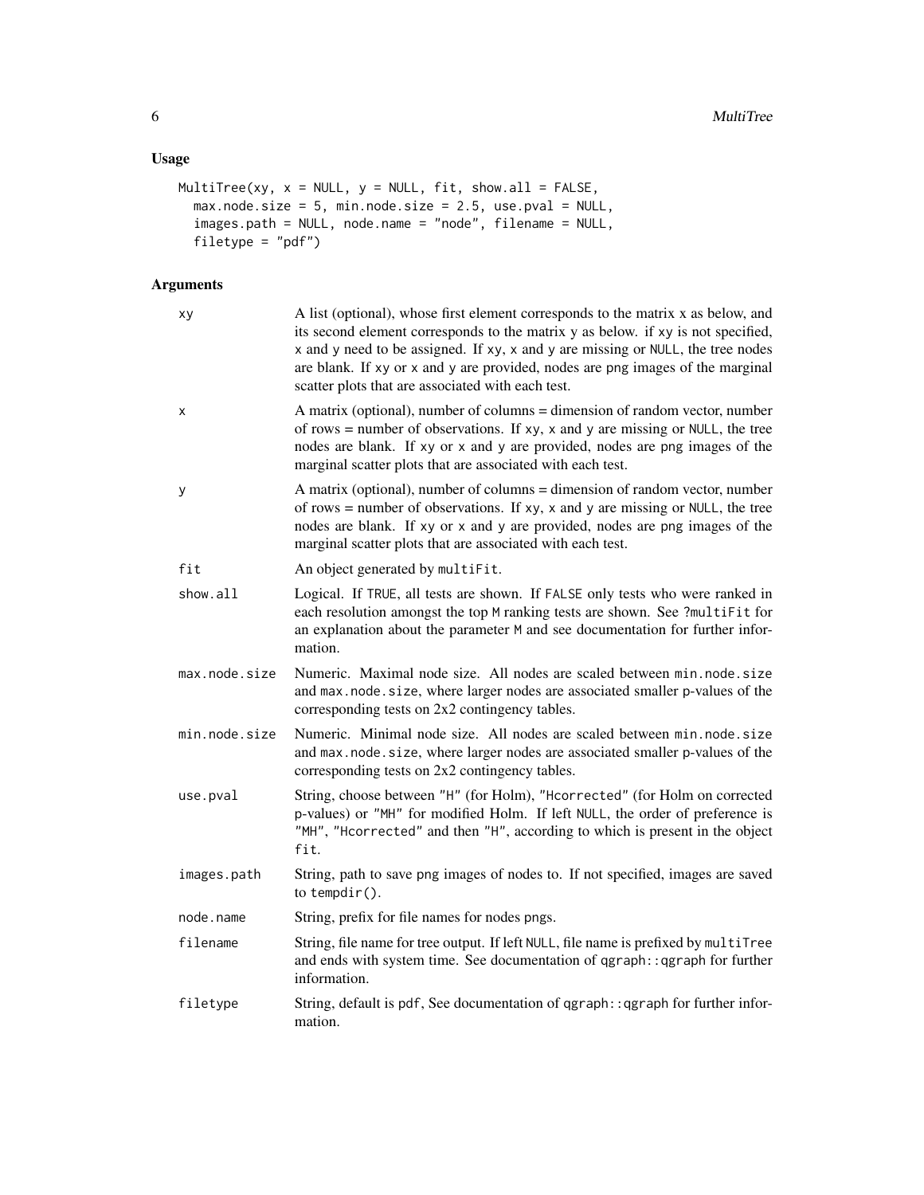## Usage

```
MultiTree(xy, x = NULL, y = NULL, fit, show.all = FALSE,
  max.node.size = 5, min.node.size = 2.5, use.pval = NULL,
  images.path = NULL, node.name = "node", filename = NULL,
  filetype = "pdf")
```

## Arguments

| | |
|---|---|
| `xy` | A list (optional), whose first element corresponds to the matrix x as below, and its second element corresponds to the matrix y as below. if `xy` is not specified, `x` and `y` need to be assigned. If `xy`, `x` and `y` are missing or `NULL`, the tree nodes are blank. If `xy` or `x` and `y` are provided, nodes are png images of the marginal scatter plots that are associated with each test. |
| `x` | A matrix (optional), number of columns = dimension of random vector, number of rows = number of observations. If `xy`, `x` and `y` are missing or `NULL`, the tree nodes are blank. If `xy` or `x` and `y` are provided, nodes are png images of the marginal scatter plots that are associated with each test. |
| `y` | A matrix (optional), number of columns = dimension of random vector, number of rows = number of observations. If `xy`, `x` and `y` are missing or `NULL`, the tree nodes are blank. If `xy` or `x` and `y` are provided, nodes are png images of the marginal scatter plots that are associated with each test. |
| `fit` | An object generated by `multiFit`. |
| `show.all` | Logical. If `TRUE`, all tests are shown. If `FALSE` only tests who were ranked in each resolution amongst the top `M` ranking tests are shown. See `?multiFit` for an explanation about the parameter `M` and see documentation for further information. |
| `max.node.size` | Numeric. Maximal node size. All nodes are scaled between `min.node.size` and `max.node.size`, where larger nodes are associated smaller p-values of the corresponding tests on 2x2 contingency tables. |
| `min.node.size` | Numeric. Minimal node size. All nodes are scaled between `min.node.size` and `max.node.size`, where larger nodes are associated smaller p-values of the corresponding tests on 2x2 contingency tables. |
| `use.pval` | String, choose between `"H"` (for Holm), `"Hcorrected"` (for Holm on corrected p-values) or `"MH"` for modified Holm. If left `NULL`, the order of preference is `"MH"`, `"Hcorrected"` and then `"H"`, according to which is present in the object `fit`. |
| `images.path` | String, path to save png images of nodes to. If not specified, images are saved to `tempdir()`. |
| `node.name` | String, prefix for file names for nodes pngs. |
| `filename` | String, file name for tree output. If left `NULL`, file name is prefixed by `multiTree` and ends with system time. See documentation of `qgraph::qgraph` for further information. |
| `filetype` | String, default is `pdf`, See documentation of `qgraph::qgraph` for further information. |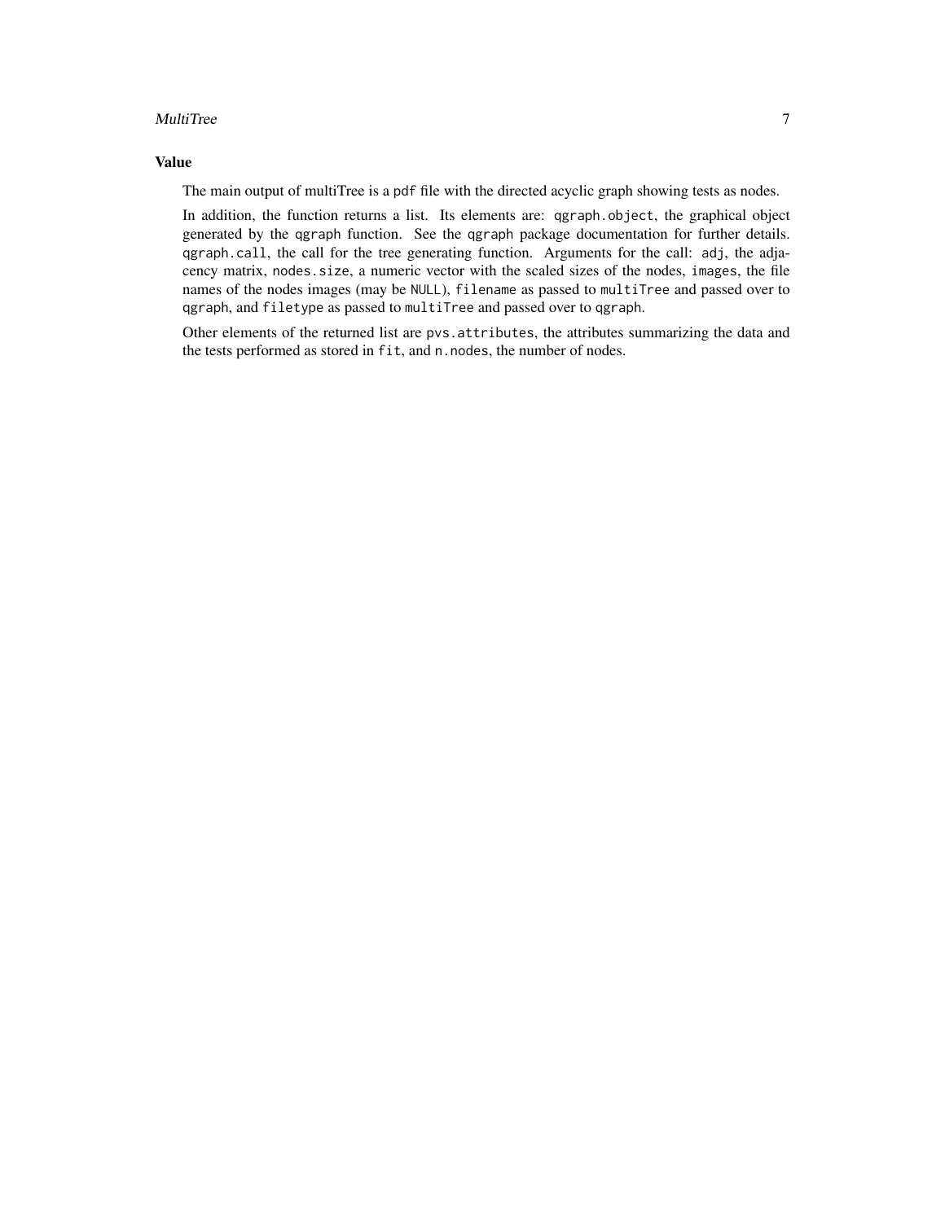## Value

The main output of multiTree is a `pdf` file with the directed acyclic graph showing tests as nodes.

In addition, the function returns a list. Its elements are: `qgraph.object`, the graphical object generated by the `qgraph` function. See the `qgraph` package documentation for further details. `qgraph.call`, the call for the tree generating function. Arguments for the call: `adj`, the adjacency matrix, `nodes.size`, a numeric vector with the scaled sizes of the nodes, `images`, the file names of the nodes images (may be `NULL`), `filename` as passed to `multiTree` and passed over to `qgraph`, and `filetype` as passed to `multiTree` and passed over to `qgraph`.

Other elements of the returned list are `pvs.attributes`, the attributes summarizing the data and the tests performed as stored in `fit`, and `n.nodes`, the number of nodes.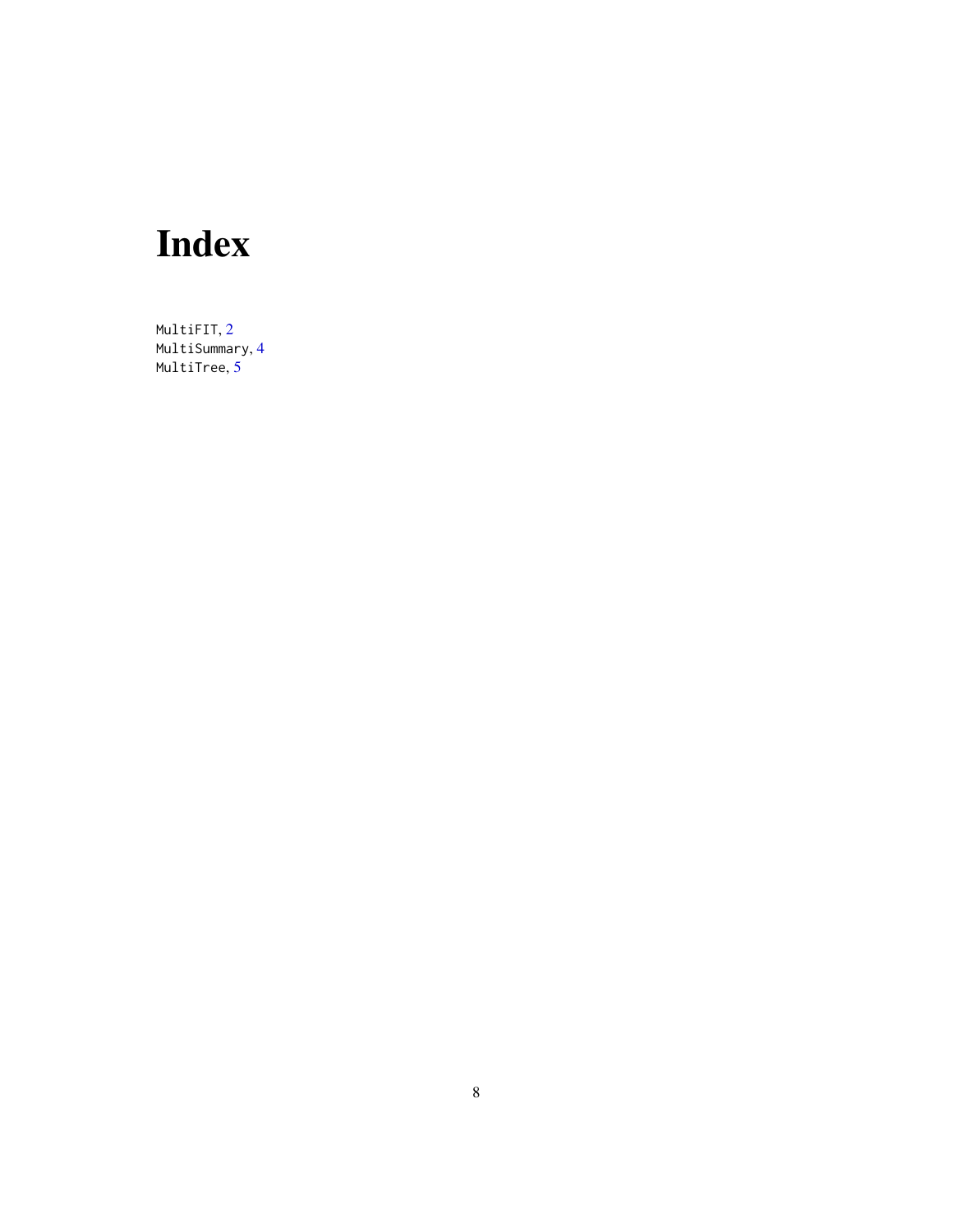# Index

MultiFIT, 2
MultiSummary, 4
MultiTree, 5